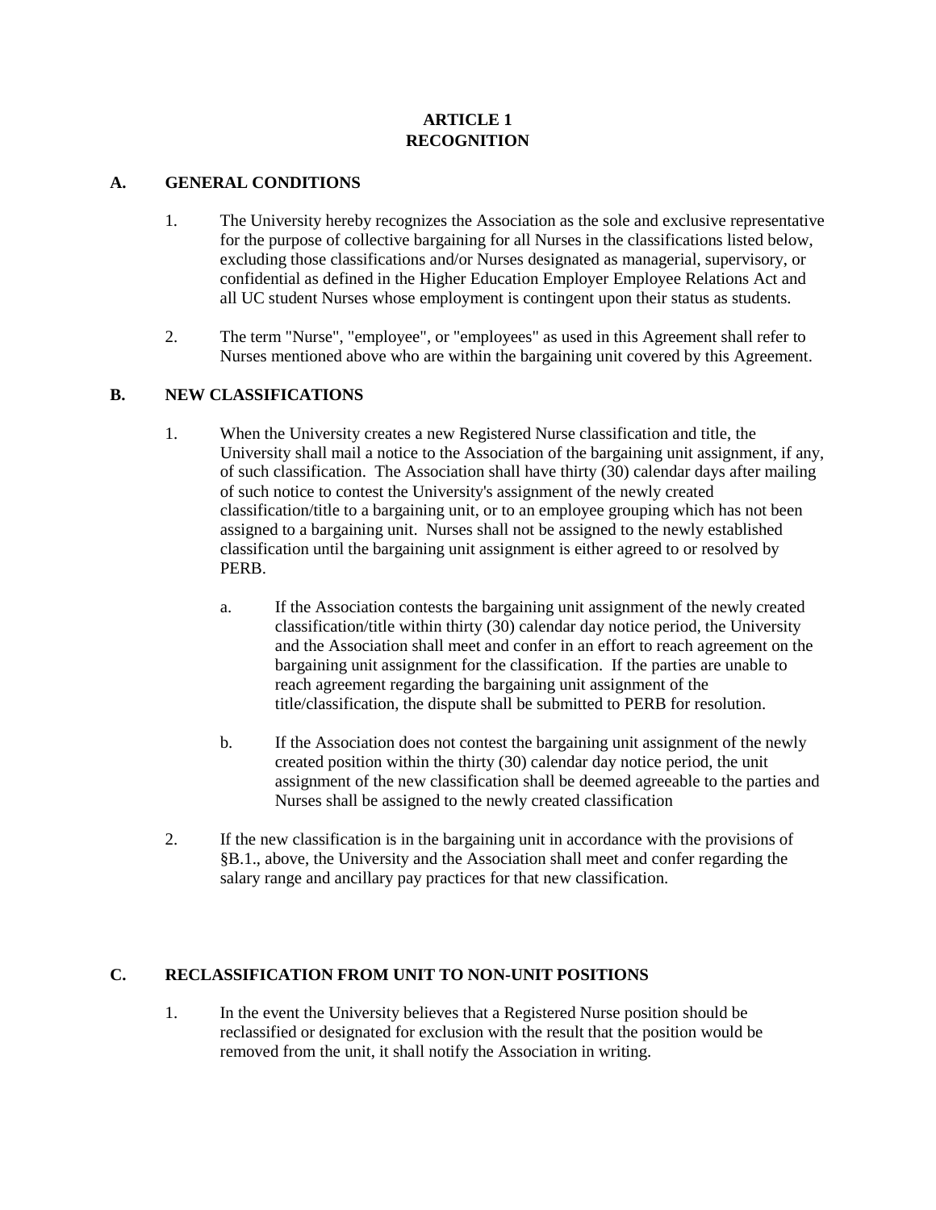# ARTICLE 1
# RECOGNITION

## A. GENERAL CONDITIONS

1. The University hereby recognizes the Association as the sole and exclusive representative for the purpose of collective bargaining for all Nurses in the classifications listed below, excluding those classifications and/or Nurses designated as managerial, supervisory, or confidential as defined in the Higher Education Employer Employee Relations Act and all UC student Nurses whose employment is contingent upon their status as students.

2. The term "Nurse", "employee", or "employees" as used in this Agreement shall refer to Nurses mentioned above who are within the bargaining unit covered by this Agreement.

## B. NEW CLASSIFICATIONS

1. When the University creates a new Registered Nurse classification and title, the University shall mail a notice to the Association of the bargaining unit assignment, if any, of such classification. The Association shall have thirty (30) calendar days after mailing of such notice to contest the University's assignment of the newly created classification/title to a bargaining unit, or to an employee grouping which has not been assigned to a bargaining unit. Nurses shall not be assigned to the newly established classification until the bargaining unit assignment is either agreed to or resolved by PERB.

   a. If the Association contests the bargaining unit assignment of the newly created classification/title within thirty (30) calendar day notice period, the University and the Association shall meet and confer in an effort to reach agreement on the bargaining unit assignment for the classification. If the parties are unable to reach agreement regarding the bargaining unit assignment of the title/classification, the dispute shall be submitted to PERB for resolution.

   b. If the Association does not contest the bargaining unit assignment of the newly created position within the thirty (30) calendar day notice period, the unit assignment of the new classification shall be deemed agreeable to the parties and Nurses shall be assigned to the newly created classification

2. If the new classification is in the bargaining unit in accordance with the provisions of §B.1., above, the University and the Association shall meet and confer regarding the salary range and ancillary pay practices for that new classification.

## C. RECLASSIFICATION FROM UNIT TO NON-UNIT POSITIONS

1. In the event the University believes that a Registered Nurse position should be reclassified or designated for exclusion with the result that the position would be removed from the unit, it shall notify the Association in writing.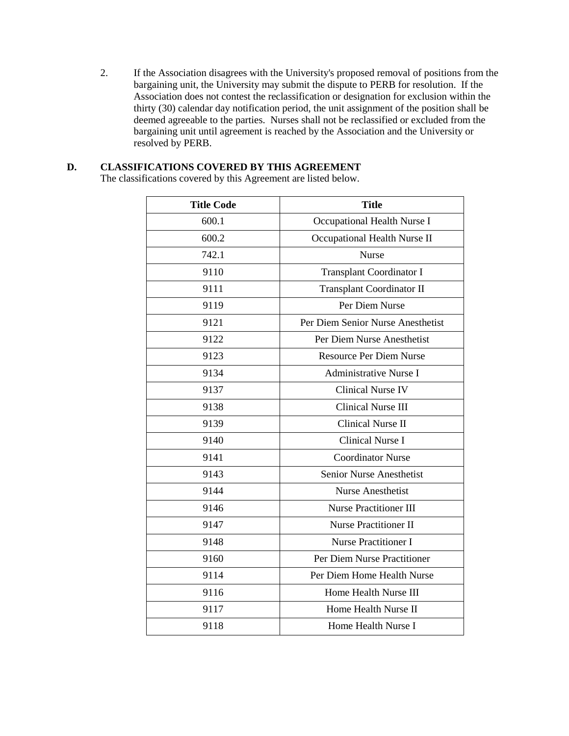2. If the Association disagrees with the University's proposed removal of positions from the bargaining unit, the University may submit the dispute to PERB for resolution. If the Association does not contest the reclassification or designation for exclusion within the thirty (30) calendar day notification period, the unit assignment of the position shall be deemed agreeable to the parties. Nurses shall not be reclassified or excluded from the bargaining unit until agreement is reached by the Association and the University or resolved by PERB.

## D. CLASSIFICATIONS COVERED BY THIS AGREEMENT

The classifications covered by this Agreement are listed below.

| Title Code | Title |
|---|---|
| 600.1 | Occupational Health Nurse I |
| 600.2 | Occupational Health Nurse II |
| 742.1 | Nurse |
| 9110 | Transplant Coordinator I |
| 9111 | Transplant Coordinator II |
| 9119 | Per Diem Nurse |
| 9121 | Per Diem Senior Nurse Anesthetist |
| 9122 | Per Diem Nurse Anesthetist |
| 9123 | Resource Per Diem Nurse |
| 9134 | Administrative Nurse I |
| 9137 | Clinical Nurse IV |
| 9138 | Clinical Nurse III |
| 9139 | Clinical Nurse II |
| 9140 | Clinical Nurse I |
| 9141 | Coordinator Nurse |
| 9143 | Senior Nurse Anesthetist |
| 9144 | Nurse Anesthetist |
| 9146 | Nurse Practitioner III |
| 9147 | Nurse Practitioner II |
| 9148 | Nurse Practitioner I |
| 9160 | Per Diem Nurse Practitioner |
| 9114 | Per Diem Home Health Nurse |
| 9116 | Home Health Nurse III |
| 9117 | Home Health Nurse II |
| 9118 | Home Health Nurse I |